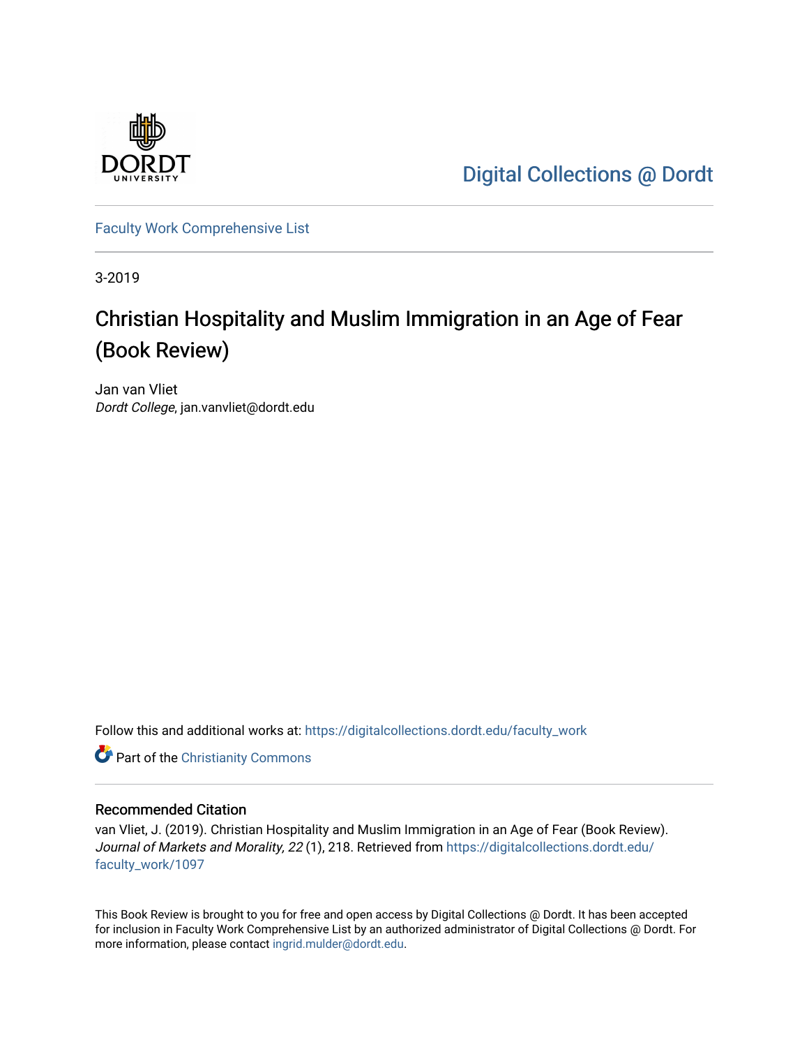Digital Collections @ Dordt

Faculty Work Comprehensive List

3-2019

# Christian Hospitality and Muslim Immigration in an Age of Fear (Book Review)

Jan van Vliet
*Dordt College*, jan.vanvliet@dordt.edu

Follow this and additional works at: https://digitalcollections.dordt.edu/faculty_work

Part of the Christianity Commons

## Recommended Citation

van Vliet, J. (2019). Christian Hospitality and Muslim Immigration in an Age of Fear (Book Review). *Journal of Markets and Morality, 22* (1), 218. Retrieved from https://digitalcollections.dordt.edu/faculty_work/1097

This Book Review is brought to you for free and open access by Digital Collections @ Dordt. It has been accepted for inclusion in Faculty Work Comprehensive List by an authorized administrator of Digital Collections @ Dordt. For more information, please contact ingrid.mulder@dordt.edu.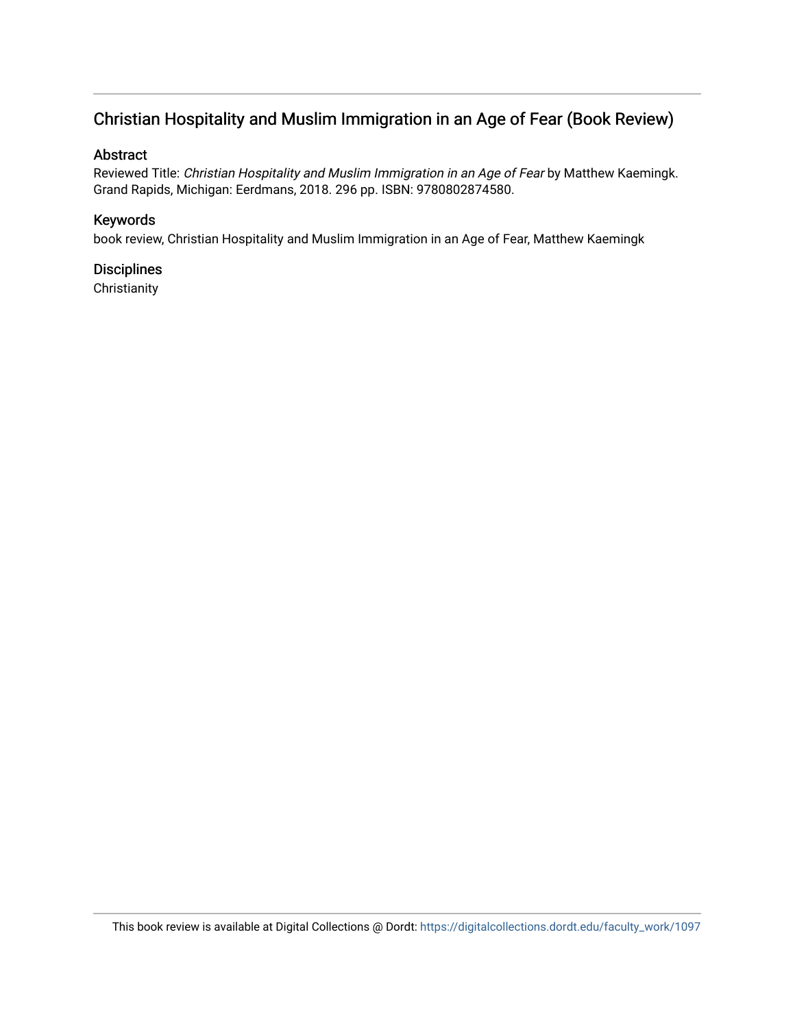## Christian Hospitality and Muslim Immigration in an Age of Fear (Book Review)

### Abstract

Reviewed Title: *Christian Hospitality and Muslim Immigration in an Age of Fear* by Matthew Kaemingk. Grand Rapids, Michigan: Eerdmans, 2018. 296 pp. ISBN: 9780802874580.

### Keywords

book review, Christian Hospitality and Muslim Immigration in an Age of Fear, Matthew Kaemingk

### Disciplines

Christianity

This book review is available at Digital Collections @ Dordt: https://digitalcollections.dordt.edu/faculty_work/1097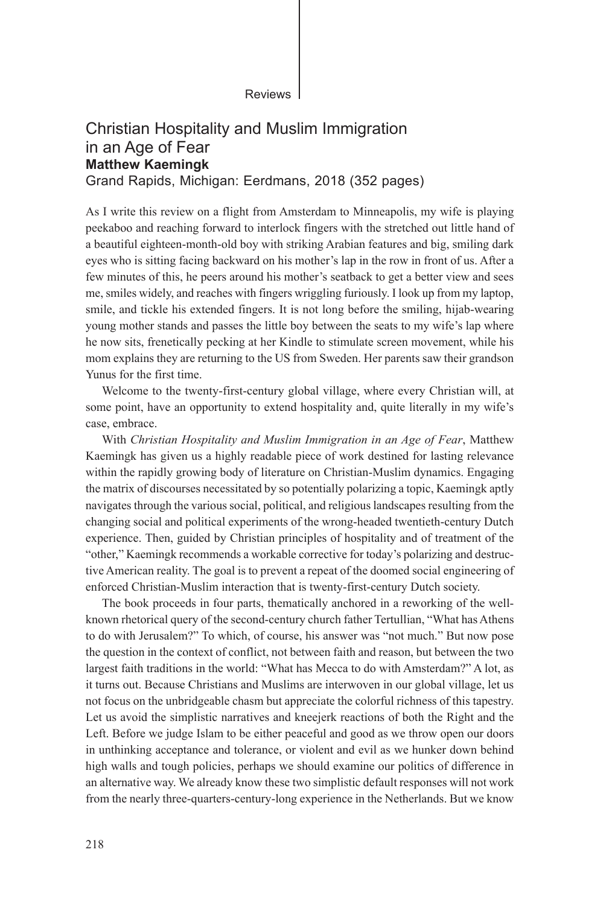# Christian Hospitality and Muslim Immigration in an Age of Fear

**Matthew Kaemingk**

Grand Rapids, Michigan: Eerdmans, 2018 (352 pages)

As I write this review on a flight from Amsterdam to Minneapolis, my wife is playing peekaboo and reaching forward to interlock fingers with the stretched out little hand of a beautiful eighteen-month-old boy with striking Arabian features and big, smiling dark eyes who is sitting facing backward on his mother's lap in the row in front of us. After a few minutes of this, he peers around his mother's seatback to get a better view and sees me, smiles widely, and reaches with fingers wriggling furiously. I look up from my laptop, smile, and tickle his extended fingers. It is not long before the smiling, hijab-wearing young mother stands and passes the little boy between the seats to my wife's lap where he now sits, frenetically pecking at her Kindle to stimulate screen movement, while his mom explains they are returning to the US from Sweden. Her parents saw their grandson Yunus for the first time.

Welcome to the twenty-first-century global village, where every Christian will, at some point, have an opportunity to extend hospitality and, quite literally in my wife's case, embrace.

With *Christian Hospitality and Muslim Immigration in an Age of Fear*, Matthew Kaemingk has given us a highly readable piece of work destined for lasting relevance within the rapidly growing body of literature on Christian-Muslim dynamics. Engaging the matrix of discourses necessitated by so potentially polarizing a topic, Kaemingk aptly navigates through the various social, political, and religious landscapes resulting from the changing social and political experiments of the wrong-headed twentieth-century Dutch experience. Then, guided by Christian principles of hospitality and of treatment of the "other," Kaemingk recommends a workable corrective for today's polarizing and destructive American reality. The goal is to prevent a repeat of the doomed social engineering of enforced Christian-Muslim interaction that is twenty-first-century Dutch society.

The book proceeds in four parts, thematically anchored in a reworking of the well-known rhetorical query of the second-century church father Tertullian, "What has Athens to do with Jerusalem?" To which, of course, his answer was "not much." But now pose the question in the context of conflict, not between faith and reason, but between the two largest faith traditions in the world: "What has Mecca to do with Amsterdam?" A lot, as it turns out. Because Christians and Muslims are interwoven in our global village, let us not focus on the unbridgeable chasm but appreciate the colorful richness of this tapestry. Let us avoid the simplistic narratives and kneejerk reactions of both the Right and the Left. Before we judge Islam to be either peaceful and good as we throw open our doors in unthinking acceptance and tolerance, or violent and evil as we hunker down behind high walls and tough policies, perhaps we should examine our politics of difference in an alternative way. We already know these two simplistic default responses will not work from the nearly three-quarters-century-long experience in the Netherlands. But we know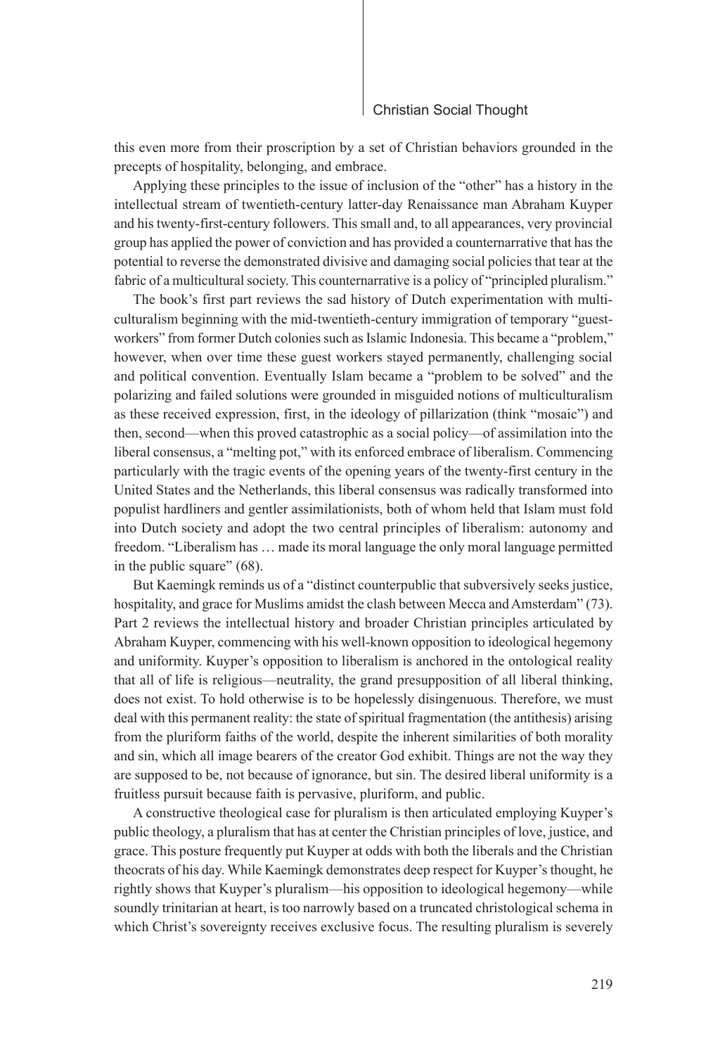this even more from their proscription by a set of Christian behaviors grounded in the precepts of hospitality, belonging, and embrace.

Applying these principles to the issue of inclusion of the "other" has a history in the intellectual stream of twentieth-century latter-day Renaissance man Abraham Kuyper and his twenty-first-century followers. This small and, to all appearances, very provincial group has applied the power of conviction and has provided a counternarrative that has the potential to reverse the demonstrated divisive and damaging social policies that tear at the fabric of a multicultural society. This counternarrative is a policy of "principled pluralism."

The book's first part reviews the sad history of Dutch experimentation with multiculturalism beginning with the mid-twentieth-century immigration of temporary "guest-workers" from former Dutch colonies such as Islamic Indonesia. This became a "problem," however, when over time these guest workers stayed permanently, challenging social and political convention. Eventually Islam became a "problem to be solved" and the polarizing and failed solutions were grounded in misguided notions of multiculturalism as these received expression, first, in the ideology of pillarization (think "mosaic") and then, second—when this proved catastrophic as a social policy—of assimilation into the liberal consensus, a "melting pot," with its enforced embrace of liberalism. Commencing particularly with the tragic events of the opening years of the twenty-first century in the United States and the Netherlands, this liberal consensus was radically transformed into populist hardliners and gentler assimilationists, both of whom held that Islam must fold into Dutch society and adopt the two central principles of liberalism: autonomy and freedom. "Liberalism has … made its moral language the only moral language permitted in the public square" (68).

But Kaemingk reminds us of a "distinct counterpublic that subversively seeks justice, hospitality, and grace for Muslims amidst the clash between Mecca and Amsterdam" (73). Part 2 reviews the intellectual history and broader Christian principles articulated by Abraham Kuyper, commencing with his well-known opposition to ideological hegemony and uniformity. Kuyper's opposition to liberalism is anchored in the ontological reality that all of life is religious—neutrality, the grand presupposition of all liberal thinking, does not exist. To hold otherwise is to be hopelessly disingenuous. Therefore, we must deal with this permanent reality: the state of spiritual fragmentation (the antithesis) arising from the pluriform faiths of the world, despite the inherent similarities of both morality and sin, which all image bearers of the creator God exhibit. Things are not the way they are supposed to be, not because of ignorance, but sin. The desired liberal uniformity is a fruitless pursuit because faith is pervasive, pluriform, and public.

A constructive theological case for pluralism is then articulated employing Kuyper's public theology, a pluralism that has at center the Christian principles of love, justice, and grace. This posture frequently put Kuyper at odds with both the liberals and the Christian theocrats of his day. While Kaemingk demonstrates deep respect for Kuyper's thought, he rightly shows that Kuyper's pluralism—his opposition to ideological hegemony—while soundly trinitarian at heart, is too narrowly based on a truncated christological schema in which Christ's sovereignty receives exclusive focus. The resulting pluralism is severely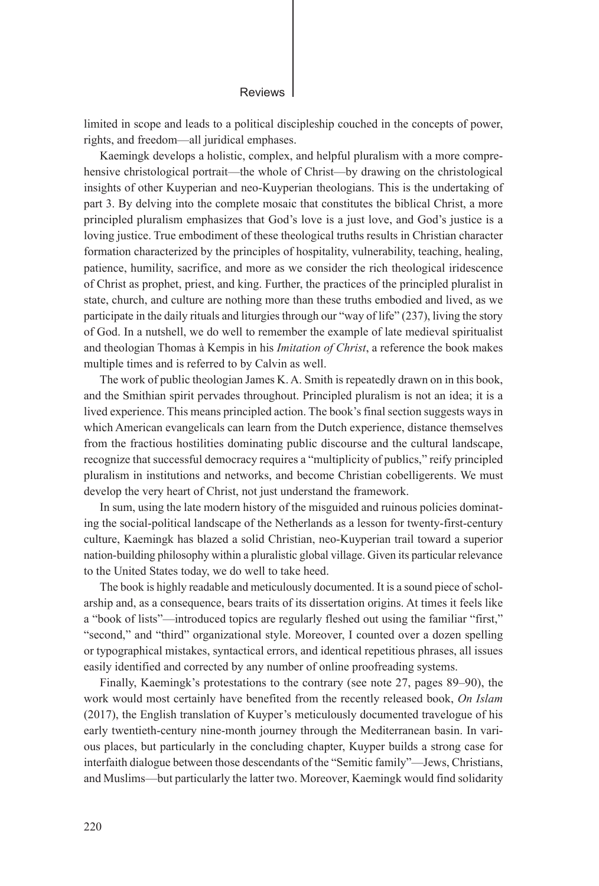limited in scope and leads to a political discipleship couched in the concepts of power, rights, and freedom—all juridical emphases.

Kaemingk develops a holistic, complex, and helpful pluralism with a more comprehensive christological portrait—the whole of Christ—by drawing on the christological insights of other Kuyperian and neo-Kuyperian theologians. This is the undertaking of part 3. By delving into the complete mosaic that constitutes the biblical Christ, a more principled pluralism emphasizes that God's love is a just love, and God's justice is a loving justice. True embodiment of these theological truths results in Christian character formation characterized by the principles of hospitality, vulnerability, teaching, healing, patience, humility, sacrifice, and more as we consider the rich theological iridescence of Christ as prophet, priest, and king. Further, the practices of the principled pluralist in state, church, and culture are nothing more than these truths embodied and lived, as we participate in the daily rituals and liturgies through our "way of life" (237), living the story of God. In a nutshell, we do well to remember the example of late medieval spiritualist and theologian Thomas à Kempis in his *Imitation of Christ*, a reference the book makes multiple times and is referred to by Calvin as well.

The work of public theologian James K. A. Smith is repeatedly drawn on in this book, and the Smithian spirit pervades throughout. Principled pluralism is not an idea; it is a lived experience. This means principled action. The book's final section suggests ways in which American evangelicals can learn from the Dutch experience, distance themselves from the fractious hostilities dominating public discourse and the cultural landscape, recognize that successful democracy requires a "multiplicity of publics," reify principled pluralism in institutions and networks, and become Christian cobelligerents. We must develop the very heart of Christ, not just understand the framework.

In sum, using the late modern history of the misguided and ruinous policies dominating the social-political landscape of the Netherlands as a lesson for twenty-first-century culture, Kaemingk has blazed a solid Christian, neo-Kuyperian trail toward a superior nation-building philosophy within a pluralistic global village. Given its particular relevance to the United States today, we do well to take heed.

The book is highly readable and meticulously documented. It is a sound piece of scholarship and, as a consequence, bears traits of its dissertation origins. At times it feels like a "book of lists"—introduced topics are regularly fleshed out using the familiar "first," "second," and "third" organizational style. Moreover, I counted over a dozen spelling or typographical mistakes, syntactical errors, and identical repetitious phrases, all issues easily identified and corrected by any number of online proofreading systems.

Finally, Kaemingk's protestations to the contrary (see note 27, pages 89–90), the work would most certainly have benefited from the recently released book, *On Islam* (2017), the English translation of Kuyper's meticulously documented travelogue of his early twentieth-century nine-month journey through the Mediterranean basin. In various places, but particularly in the concluding chapter, Kuyper builds a strong case for interfaith dialogue between those descendants of the "Semitic family"—Jews, Christians, and Muslims—but particularly the latter two. Moreover, Kaemingk would find solidarity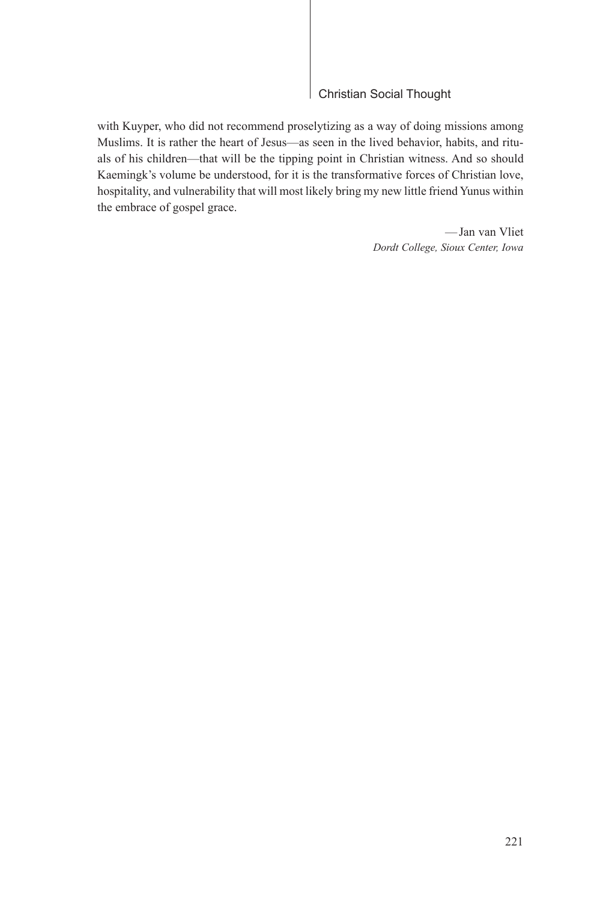with Kuyper, who did not recommend proselytizing as a way of doing missions among Muslims. It is rather the heart of Jesus—as seen in the lived behavior, habits, and rituals of his children—that will be the tipping point in Christian witness. And so should Kaemingk's volume be understood, for it is the transformative forces of Christian love, hospitality, and vulnerability that will most likely bring my new little friend Yunus within the embrace of gospel grace.

—Jan van Vliet
*Dordt College, Sioux Center, Iowa*